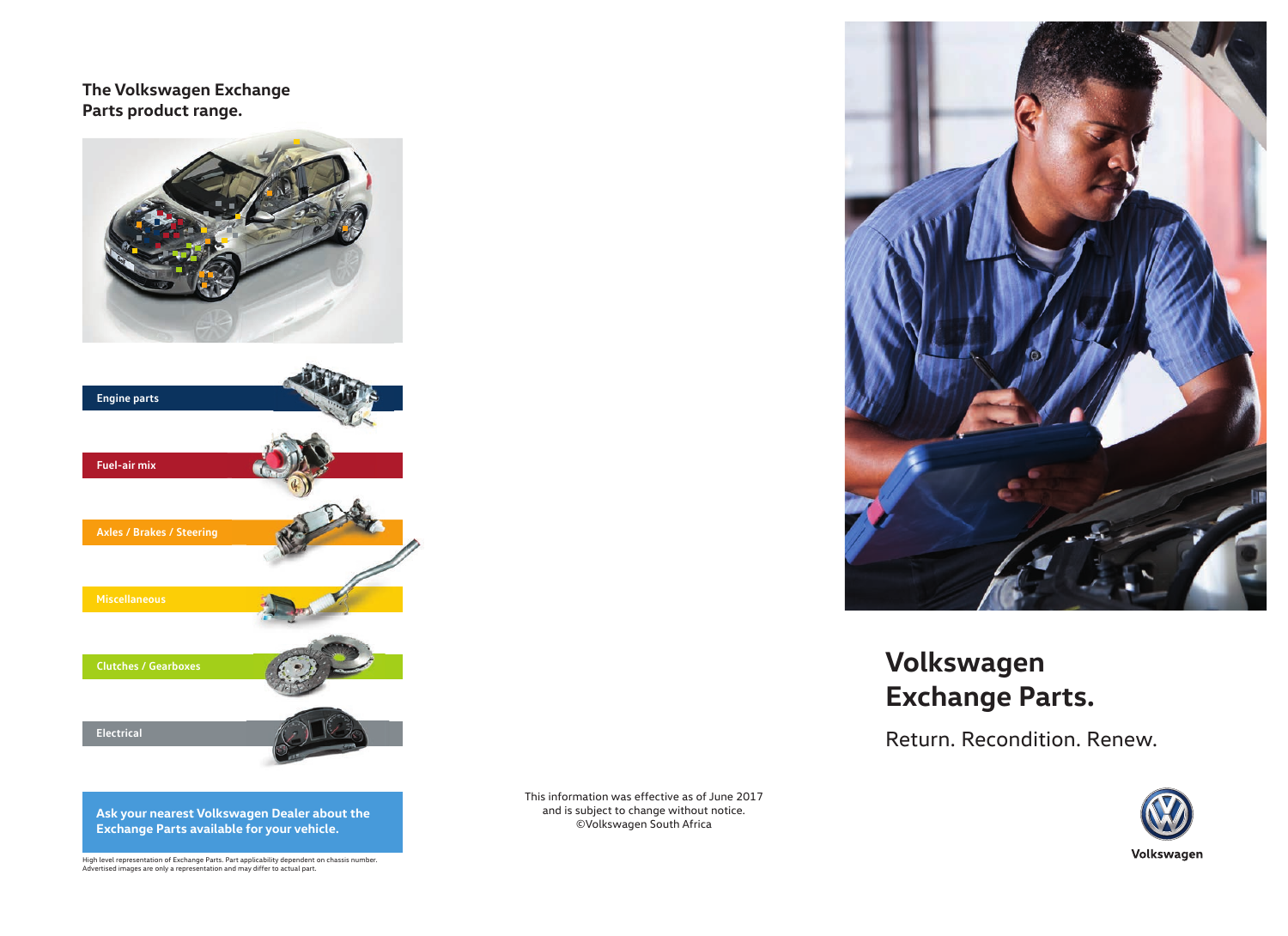## The Volkswagen Exchange Parts product range.

- Engine parts
- Fuel-air mix
- Axles / Brakes / Steering
- Miscellaneous
- Clutches / Gearboxes
- Electrical

**Ask your nearest Volkswagen Dealer about the Exchange Parts available for your vehicle.**

High level representation of Exchange Parts. Part applicability dependent on chassis number. Advertised images are only a representation and may differ to actual part.

This information was effective as of June 2017 and is subject to change without notice. ©Volkswagen South Africa

# Volkswagen Exchange Parts.

Return. Recondition. Renew.

Volkswagen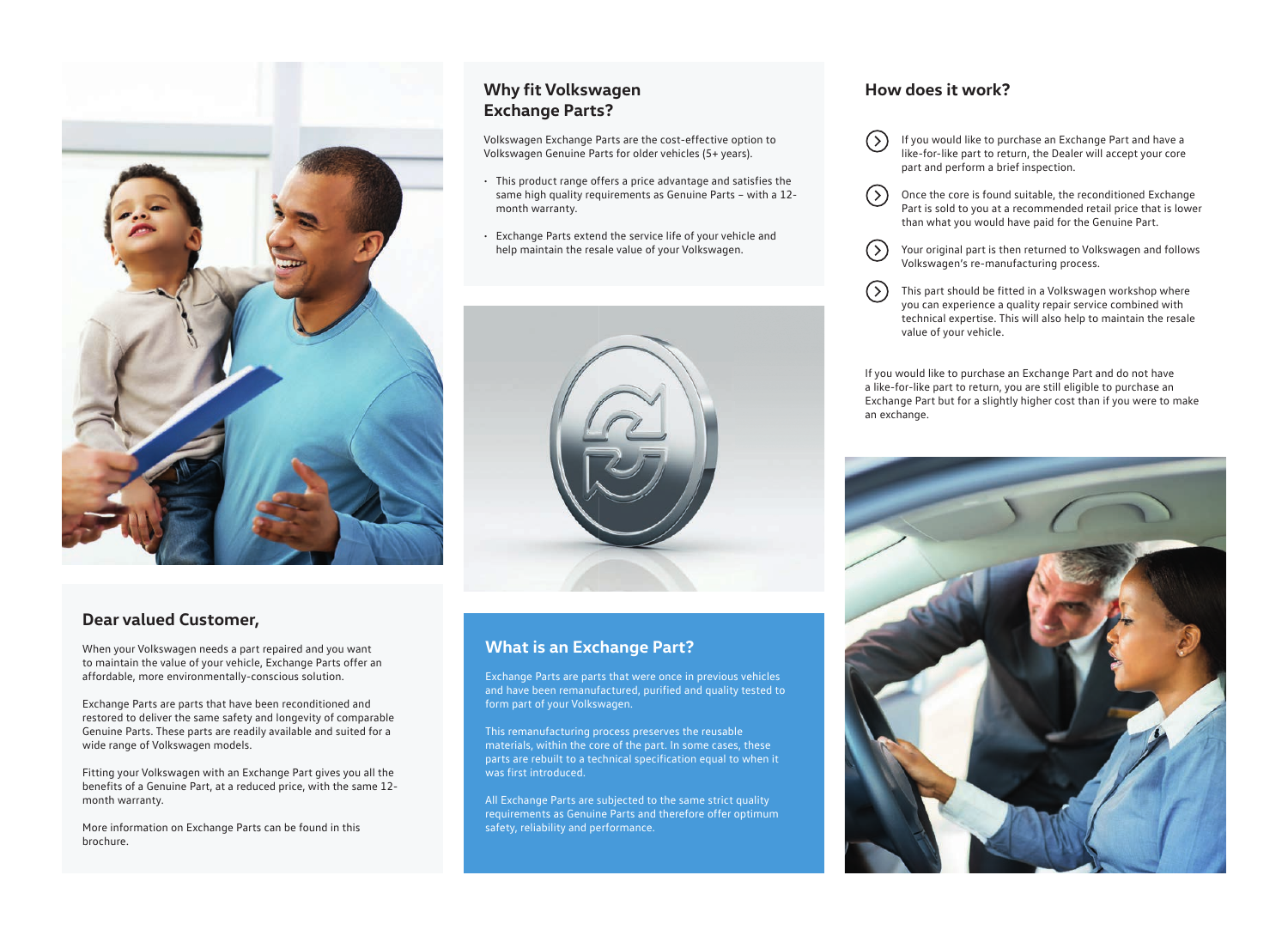## Dear valued Customer,

When your Volkswagen needs a part repaired and you want to maintain the value of your vehicle, Exchange Parts offer an affordable, more environmentally-conscious solution.

Exchange Parts are parts that have been reconditioned and restored to deliver the same safety and longevity of comparable Genuine Parts. These parts are readily available and suited for a wide range of Volkswagen models.

Fitting your Volkswagen with an Exchange Part gives you all the benefits of a Genuine Part, at a reduced price, with the same 12-month warranty.

More information on Exchange Parts can be found in this brochure.

## Why fit Volkswagen Exchange Parts?

Volkswagen Exchange Parts are the cost-effective option to Volkswagen Genuine Parts for older vehicles (5+ years).

- This product range offers a price advantage and satisfies the same high quality requirements as Genuine Parts – with a 12-month warranty.
- Exchange Parts extend the service life of your vehicle and help maintain the resale value of your Volkswagen.

## What is an Exchange Part?

Exchange Parts are parts that were once in previous vehicles and have been remanufactured, purified and quality tested to form part of your Volkswagen.

This remanufacturing process preserves the reusable materials, within the core of the part. In some cases, these parts are rebuilt to a technical specification equal to when it was first introduced.

All Exchange Parts are subjected to the same strict quality requirements as Genuine Parts and therefore offer optimum safety, reliability and performance.

## How does it work?

- If you would like to purchase an Exchange Part and have a like-for-like part to return, the Dealer will accept your core part and perform a brief inspection.
- Once the core is found suitable, the reconditioned Exchange Part is sold to you at a recommended retail price that is lower than what you would have paid for the Genuine Part.
- Your original part is then returned to Volkswagen and follows Volkswagen's re-manufacturing process.
- This part should be fitted in a Volkswagen workshop where you can experience a quality repair service combined with technical expertise. This will also help to maintain the resale value of your vehicle.

If you would like to purchase an Exchange Part and do not have a like-for-like part to return, you are still eligible to purchase an Exchange Part but for a slightly higher cost than if you were to make an exchange.